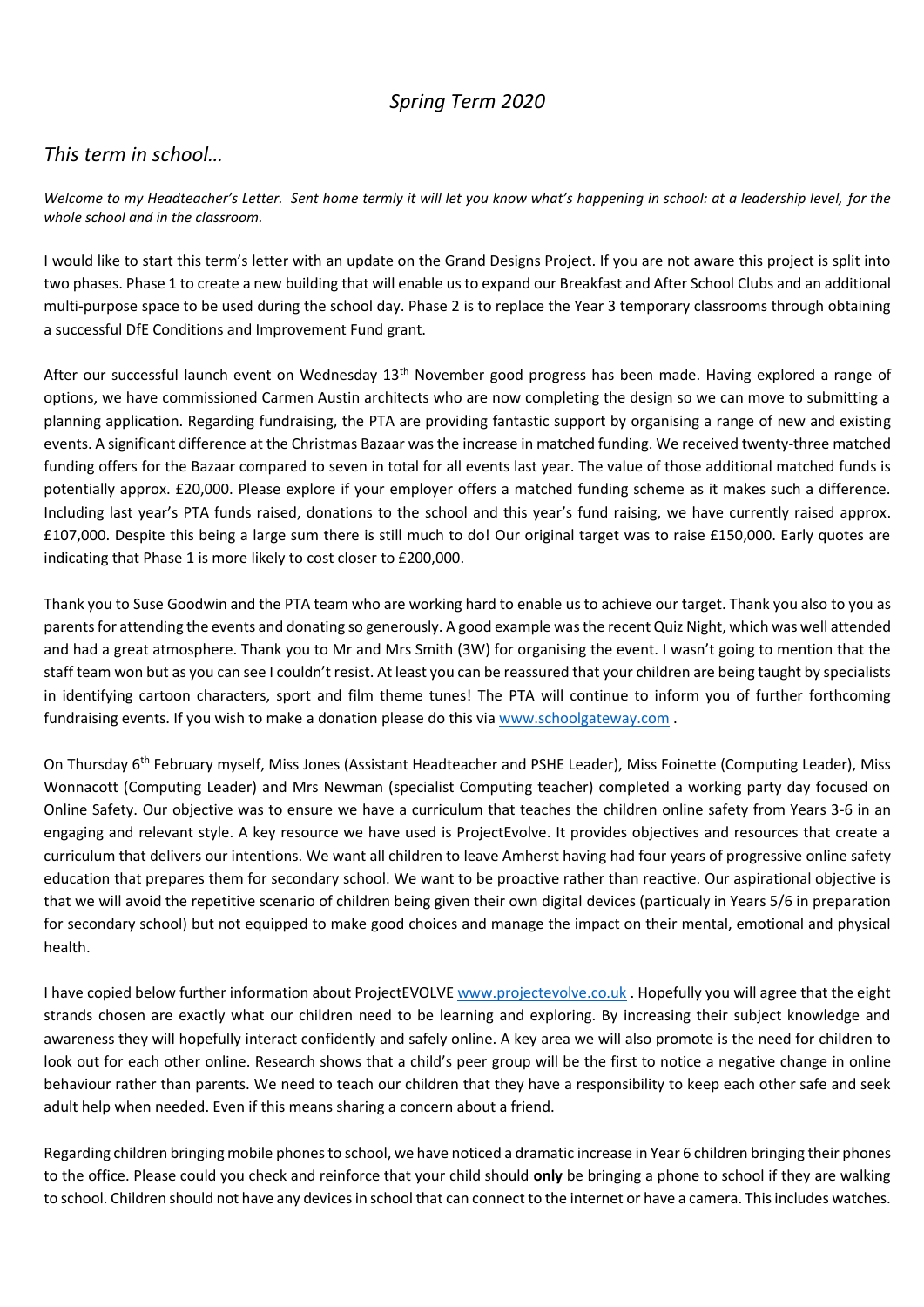# *Spring Term 2020*

## *This term in school…*

*Welcome to my Headteacher's Letter. Sent home termly it will let you know what's happening in school: at a leadership level, for the whole school and in the classroom.*

I would like to start this term's letter with an update on the Grand Designs Project. If you are not aware this project is split into two phases. Phase 1 to create a new building that will enable us to expand our Breakfast and After School Clubs and an additional multi-purpose space to be used during the school day. Phase 2 is to replace the Year 3 temporary classrooms through obtaining a successful DfE Conditions and Improvement Fund grant.

After our successful launch event on Wednesday 13th November good progress has been made. Having explored a range of options, we have commissioned Carmen Austin architects who are now completing the design so we can move to submitting a planning application. Regarding fundraising, the PTA are providing fantastic support by organising a range of new and existing events. A significant difference at the Christmas Bazaar was the increase in matched funding. We received twenty-three matched funding offers for the Bazaar compared to seven in total for all events last year. The value of those additional matched funds is potentially approx. £20,000. Please explore if your employer offers a matched funding scheme as it makes such a difference. Including last year's PTA funds raised, donations to the school and this year's fund raising, we have currently raised approx. £107,000. Despite this being a large sum there is still much to do! Our original target was to raise £150,000. Early quotes are indicating that Phase 1 is more likely to cost closer to £200,000.

Thank you to Suse Goodwin and the PTA team who are working hard to enable us to achieve our target. Thank you also to you as parents for attending the events and donating so generously. A good example was the recent Quiz Night, which was well attended and had a great atmosphere. Thank you to Mr and Mrs Smith (3W) for organising the event. I wasn't going to mention that the staff team won but as you can see I couldn't resist. At least you can be reassured that your children are being taught by specialists in identifying cartoon characters, sport and film theme tunes! The PTA will continue to inform you of further forthcoming fundraising events. If you wish to make a donation please do this via www.schoolgateway.com .

On Thursday 6th February myself, Miss Jones (Assistant Headteacher and PSHE Leader), Miss Foinette (Computing Leader), Miss Wonnacott (Computing Leader) and Mrs Newman (specialist Computing teacher) completed a working party day focused on Online Safety. Our objective was to ensure we have a curriculum that teaches the children online safety from Years 3-6 in an engaging and relevant style. A key resource we have used is ProjectEvolve. It provides objectives and resources that create a curriculum that delivers our intentions. We want all children to leave Amherst having had four years of progressive online safety education that prepares them for secondary school. We want to be proactive rather than reactive. Our aspirational objective is that we will avoid the repetitive scenario of children being given their own digital devices (particualy in Years 5/6 in preparation for secondary school) but not equipped to make good choices and manage the impact on their mental, emotional and physical health.

I have copied below further information about ProjectEVOLVE www.projectevolve.co.uk . Hopefully you will agree that the eight strands chosen are exactly what our children need to be learning and exploring. By increasing their subject knowledge and awareness they will hopefully interact confidently and safely online. A key area we will also promote is the need for children to look out for each other online. Research shows that a child's peer group will be the first to notice a negative change in online behaviour rather than parents. We need to teach our children that they have a responsibility to keep each other safe and seek adult help when needed. Even if this means sharing a concern about a friend.

Regarding children bringing mobile phones to school, we have noticed a dramatic increase in Year 6 children bringing their phones to the office. Please could you check and reinforce that your child should **only** be bringing a phone to school if they are walking to school. Children should not have any devices in school that can connect to the internet or have a camera. This includes watches.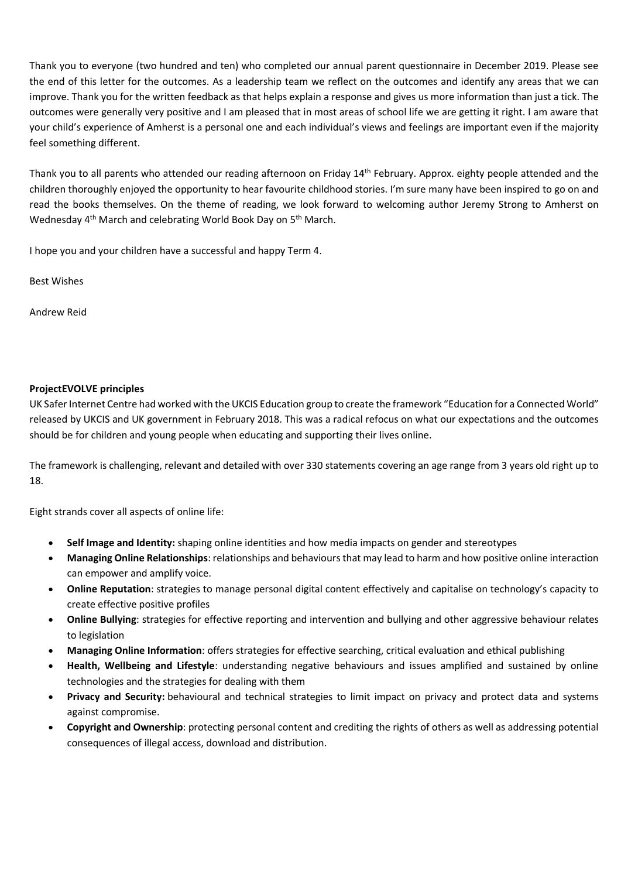Thank you to everyone (two hundred and ten) who completed our annual parent questionnaire in December 2019. Please see the end of this letter for the outcomes. As a leadership team we reflect on the outcomes and identify any areas that we can improve. Thank you for the written feedback as that helps explain a response and gives us more information than just a tick. The outcomes were generally very positive and I am pleased that in most areas of school life we are getting it right. I am aware that your child's experience of Amherst is a personal one and each individual's views and feelings are important even if the majority feel something different.

Thank you to all parents who attended our reading afternoon on Friday 14th February. Approx. eighty people attended and the children thoroughly enjoyed the opportunity to hear favourite childhood stories. I'm sure many have been inspired to go on and read the books themselves. On the theme of reading, we look forward to welcoming author Jeremy Strong to Amherst on Wednesday 4th March and celebrating World Book Day on 5th March.

I hope you and your children have a successful and happy Term 4.

Best Wishes

Andrew Reid

**ProjectEVOLVE principles**

UK Safer Internet Centre had worked with the UKCIS Education group to create the framework "Education for a Connected World" released by UKCIS and UK government in February 2018. This was a radical refocus on what our expectations and the outcomes should be for children and young people when educating and supporting their lives online.

The framework is challenging, relevant and detailed with over 330 statements covering an age range from 3 years old right up to 18.

Eight strands cover all aspects of online life:

- **Self Image and Identity:** shaping online identities and how media impacts on gender and stereotypes
- **Managing Online Relationships**: relationships and behaviours that may lead to harm and how positive online interaction can empower and amplify voice.
- **Online Reputation**: strategies to manage personal digital content effectively and capitalise on technology's capacity to create effective positive profiles
- **Online Bullying**: strategies for effective reporting and intervention and bullying and other aggressive behaviour relates to legislation
- **Managing Online Information**: offers strategies for effective searching, critical evaluation and ethical publishing
- **Health, Wellbeing and Lifestyle**: understanding negative behaviours and issues amplified and sustained by online technologies and the strategies for dealing with them
- **Privacy and Security:** behavioural and technical strategies to limit impact on privacy and protect data and systems against compromise.
- **Copyright and Ownership**: protecting personal content and crediting the rights of others as well as addressing potential consequences of illegal access, download and distribution.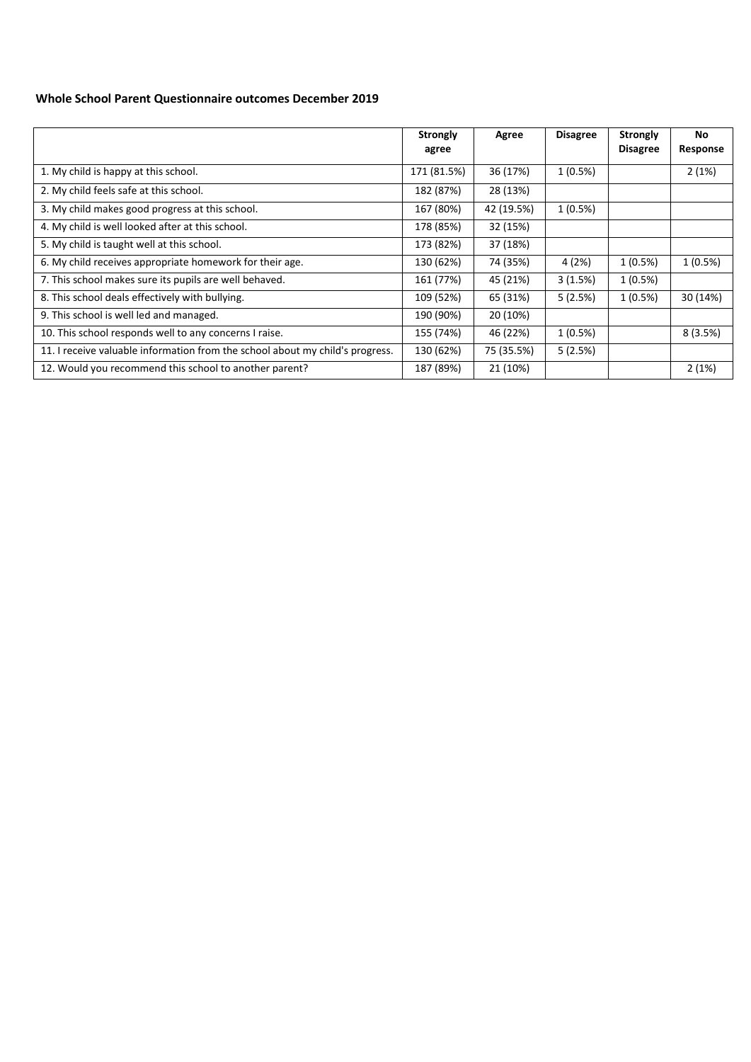**Whole School Parent Questionnaire outcomes December 2019**

| | Strongly agree | Agree | Disagree | Strongly Disagree | No Response |
|---|---|---|---|---|---|
| 1. My child is happy at this school. | 171 (81.5%) | 36 (17%) | 1 (0.5%) | | 2 (1%) |
| 2. My child feels safe at this school. | 182 (87%) | 28 (13%) | | | |
| 3. My child makes good progress at this school. | 167 (80%) | 42 (19.5%) | 1 (0.5%) | | |
| 4. My child is well looked after at this school. | 178 (85%) | 32 (15%) | | | |
| 5. My child is taught well at this school. | 173 (82%) | 37 (18%) | | | |
| 6. My child receives appropriate homework for their age. | 130 (62%) | 74 (35%) | 4 (2%) | 1 (0.5%) | 1 (0.5%) |
| 7. This school makes sure its pupils are well behaved. | 161 (77%) | 45 (21%) | 3 (1.5%) | 1 (0.5%) | |
| 8. This school deals effectively with bullying. | 109 (52%) | 65 (31%) | 5 (2.5%) | 1 (0.5%) | 30 (14%) |
| 9. This school is well led and managed. | 190 (90%) | 20 (10%) | | | |
| 10. This school responds well to any concerns I raise. | 155 (74%) | 46 (22%) | 1 (0.5%) | | 8 (3.5%) |
| 11. I receive valuable information from the school about my child's progress. | 130 (62%) | 75 (35.5%) | 5 (2.5%) | | |
| 12. Would you recommend this school to another parent? | 187 (89%) | 21 (10%) | | | 2 (1%) |